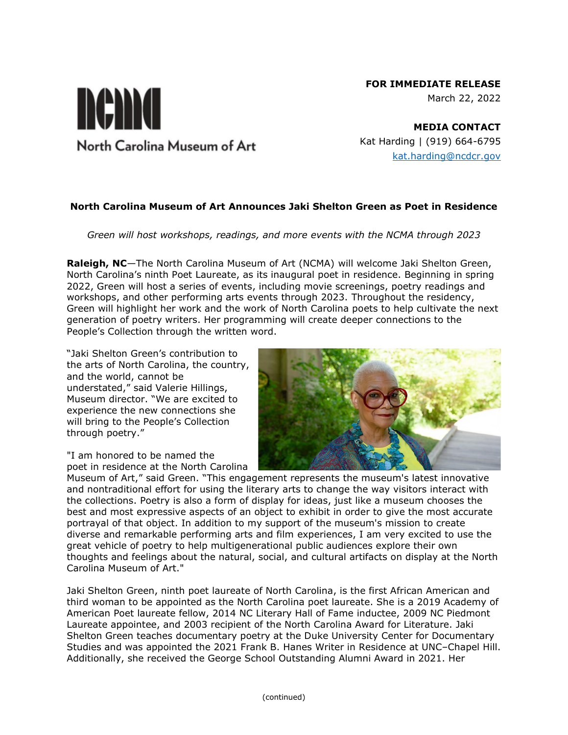North Carolina Museum of Art

**FOR IMMEDIATE RELEASE**
March 22, 2022

**MEDIA CONTACT**
Kat Harding | (919) 664-6795
kat.harding@ncdcr.gov

**North Carolina Museum of Art Announces Jaki Shelton Green as Poet in Residence**

*Green will host workshops, readings, and more events with the NCMA through 2023*

**Raleigh, NC**—The North Carolina Museum of Art (NCMA) will welcome Jaki Shelton Green, North Carolina's ninth Poet Laureate, as its inaugural poet in residence. Beginning in spring 2022, Green will host a series of events, including movie screenings, poetry readings and workshops, and other performing arts events through 2023. Throughout the residency, Green will highlight her work and the work of North Carolina poets to help cultivate the next generation of poetry writers. Her programming will create deeper connections to the People's Collection through the written word.

"Jaki Shelton Green's contribution to the arts of North Carolina, the country, and the world, cannot be understated," said Valerie Hillings, Museum director. "We are excited to experience the new connections she will bring to the People's Collection through poetry."

"I am honored to be named the poet in residence at the North Carolina Museum of Art," said Green. "This engagement represents the museum's latest innovative and nontraditional effort for using the literary arts to change the way visitors interact with the collections. Poetry is also a form of display for ideas, just like a museum chooses the best and most expressive aspects of an object to exhibit in order to give the most accurate portrayal of that object. In addition to my support of the museum's mission to create diverse and remarkable performing arts and film experiences, I am very excited to use the great vehicle of poetry to help multigenerational public audiences explore their own thoughts and feelings about the natural, social, and cultural artifacts on display at the North Carolina Museum of Art."

Jaki Shelton Green, ninth poet laureate of North Carolina, is the first African American and third woman to be appointed as the North Carolina poet laureate. She is a 2019 Academy of American Poet laureate fellow, 2014 NC Literary Hall of Fame inductee, 2009 NC Piedmont Laureate appointee, and 2003 recipient of the North Carolina Award for Literature. Jaki Shelton Green teaches documentary poetry at the Duke University Center for Documentary Studies and was appointed the 2021 Frank B. Hanes Writer in Residence at UNC–Chapel Hill. Additionally, she received the George School Outstanding Alumni Award in 2021. Her

(continued)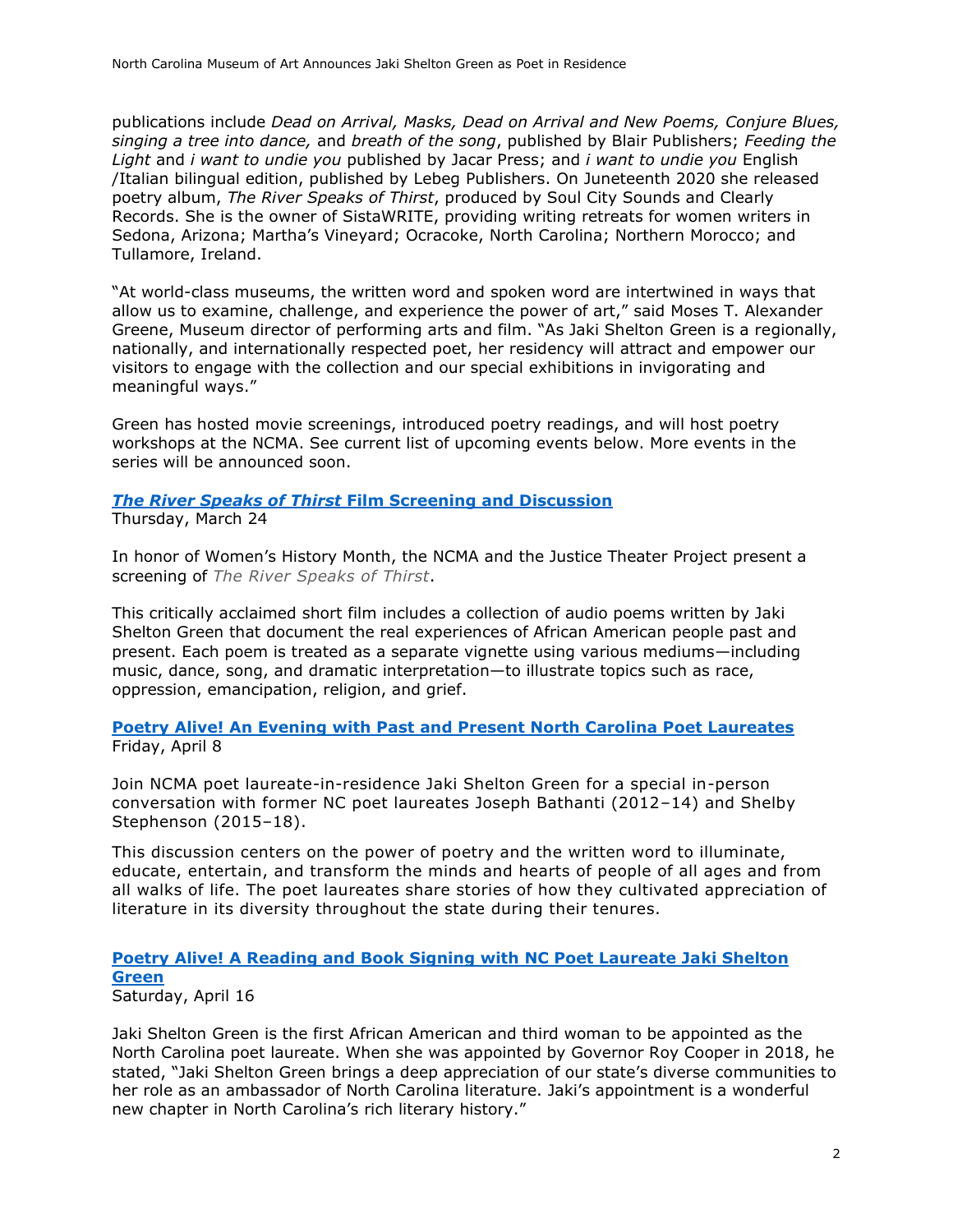publications include *Dead on Arrival, Masks, Dead on Arrival and New Poems, Conjure Blues, singing a tree into dance,* and *breath of the song*, published by Blair Publishers; *Feeding the Light* and *i want to undie you* published by Jacar Press; and *i want to undie you* English /Italian bilingual edition, published by Lebeg Publishers. On Juneteenth 2020 she released poetry album, *The River Speaks of Thirst*, produced by Soul City Sounds and Clearly Records. She is the owner of SistaWRITE, providing writing retreats for women writers in Sedona, Arizona; Martha's Vineyard; Ocracoke, North Carolina; Northern Morocco; and Tullamore, Ireland.

"At world-class museums, the written word and spoken word are intertwined in ways that allow us to examine, challenge, and experience the power of art," said Moses T. Alexander Greene, Museum director of performing arts and film. "As Jaki Shelton Green is a regionally, nationally, and internationally respected poet, her residency will attract and empower our visitors to engage with the collection and our special exhibitions in invigorating and meaningful ways."

Green has hosted movie screenings, introduced poetry readings, and will host poetry workshops at the NCMA. See current list of upcoming events below. More events in the series will be announced soon.

**_The River Speaks of Thirst_ Film Screening and Discussion**
Thursday, March 24

In honor of Women's History Month, the NCMA and the Justice Theater Project present a screening of *The River Speaks of Thirst*.

This critically acclaimed short film includes a collection of audio poems written by Jaki Shelton Green that document the real experiences of African American people past and present. Each poem is treated as a separate vignette using various mediums—including music, dance, song, and dramatic interpretation—to illustrate topics such as race, oppression, emancipation, religion, and grief.

**Poetry Alive! An Evening with Past and Present North Carolina Poet Laureates**
Friday, April 8

Join NCMA poet laureate-in-residence Jaki Shelton Green for a special in-person conversation with former NC poet laureates Joseph Bathanti (2012–14) and Shelby Stephenson (2015–18).

This discussion centers on the power of poetry and the written word to illuminate, educate, entertain, and transform the minds and hearts of people of all ages and from all walks of life. The poet laureates share stories of how they cultivated appreciation of literature in its diversity throughout the state during their tenures.

**Poetry Alive! A Reading and Book Signing with NC Poet Laureate Jaki Shelton Green**
Saturday, April 16

Jaki Shelton Green is the first African American and third woman to be appointed as the North Carolina poet laureate. When she was appointed by Governor Roy Cooper in 2018, he stated, "Jaki Shelton Green brings a deep appreciation of our state's diverse communities to her role as an ambassador of North Carolina literature. Jaki's appointment is a wonderful new chapter in North Carolina's rich literary history."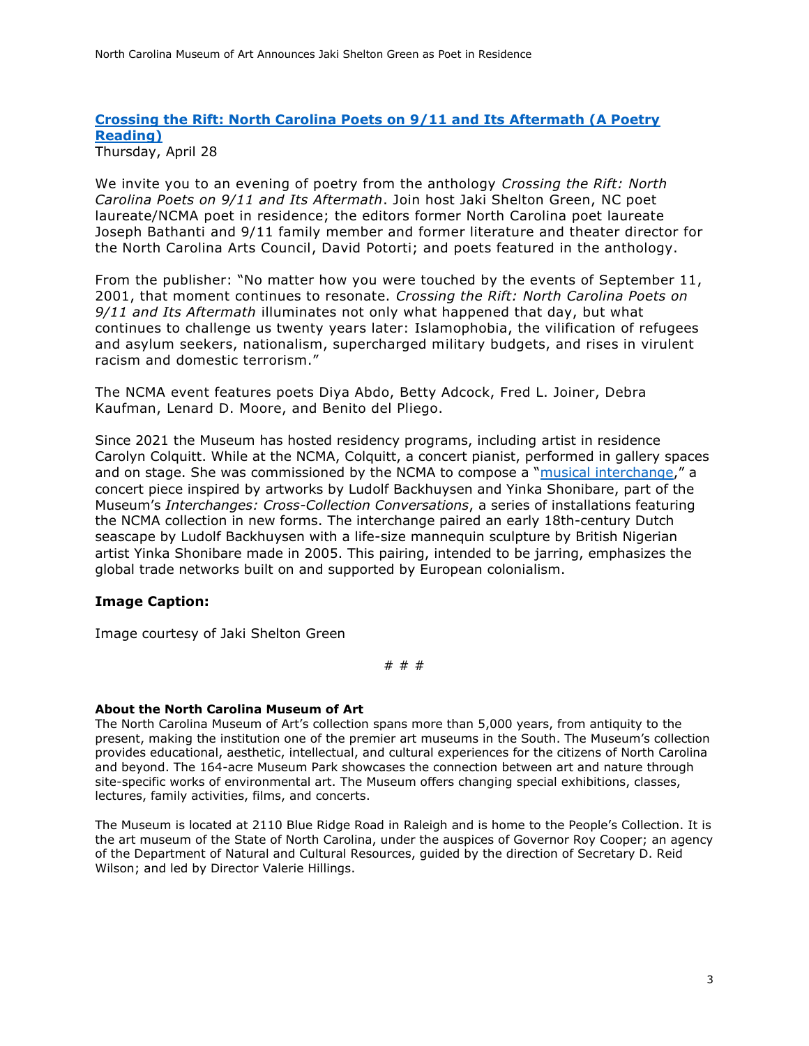### [Crossing the Rift: North Carolina Poets on 9/11 and Its Aftermath (A Poetry Reading)]

Thursday, April 28

We invite you to an evening of poetry from the anthology *Crossing the Rift: North Carolina Poets on 9/11 and Its Aftermath*. Join host Jaki Shelton Green, NC poet laureate/NCMA poet in residence; the editors former North Carolina poet laureate Joseph Bathanti and 9/11 family member and former literature and theater director for the North Carolina Arts Council, David Potorti; and poets featured in the anthology.

From the publisher: "No matter how you were touched by the events of September 11, 2001, that moment continues to resonate. *Crossing the Rift: North Carolina Poets on 9/11 and Its Aftermath* illuminates not only what happened that day, but what continues to challenge us twenty years later: Islamophobia, the vilification of refugees and asylum seekers, nationalism, supercharged military budgets, and rises in virulent racism and domestic terrorism."

The NCMA event features poets Diya Abdo, Betty Adcock, Fred L. Joiner, Debra Kaufman, Lenard D. Moore, and Benito del Pliego.

Since 2021 the Museum has hosted residency programs, including artist in residence Carolyn Colquitt. While at the NCMA, Colquitt, a concert pianist, performed in gallery spaces and on stage. She was commissioned by the NCMA to compose a "musical interchange," a concert piece inspired by artworks by Ludolf Backhuysen and Yinka Shonibare, part of the Museum's *Interchanges: Cross-Collection Conversations*, a series of installations featuring the NCMA collection in new forms. The interchange paired an early 18th-century Dutch seascape by Ludolf Backhuysen with a life-size mannequin sculpture by British Nigerian artist Yinka Shonibare made in 2005. This pairing, intended to be jarring, emphasizes the global trade networks built on and supported by European colonialism.

**Image Caption:**

Image courtesy of Jaki Shelton Green

# # #

**About the North Carolina Museum of Art**

The North Carolina Museum of Art's collection spans more than 5,000 years, from antiquity to the present, making the institution one of the premier art museums in the South. The Museum's collection provides educational, aesthetic, intellectual, and cultural experiences for the citizens of North Carolina and beyond. The 164-acre Museum Park showcases the connection between art and nature through site-specific works of environmental art. The Museum offers changing special exhibitions, classes, lectures, family activities, films, and concerts.

The Museum is located at 2110 Blue Ridge Road in Raleigh and is home to the People's Collection. It is the art museum of the State of North Carolina, under the auspices of Governor Roy Cooper; an agency of the Department of Natural and Cultural Resources, guided by the direction of Secretary D. Reid Wilson; and led by Director Valerie Hillings.